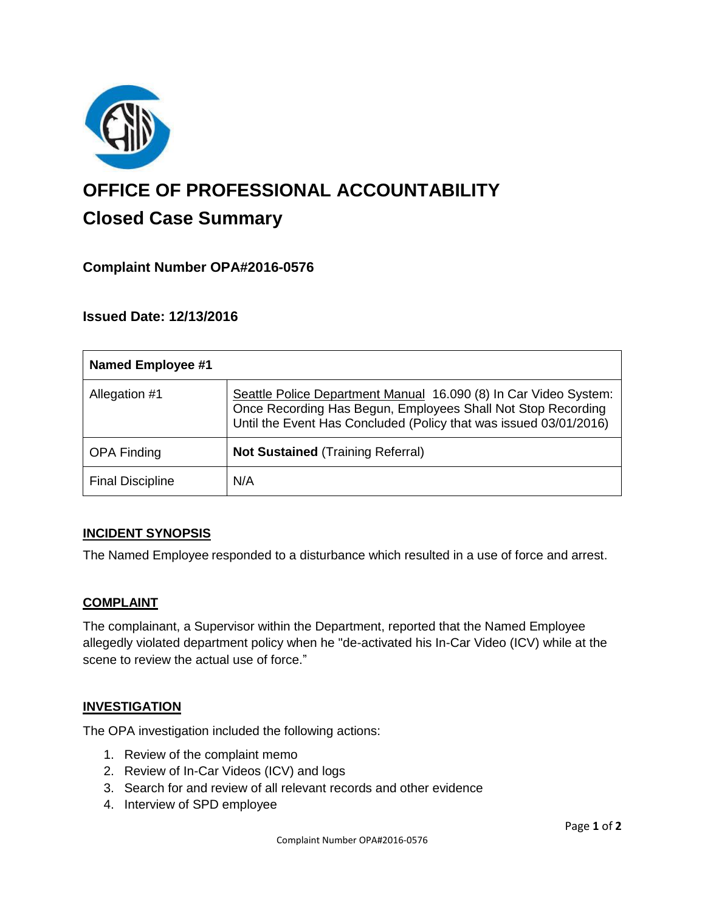# OFFICE OF PROFESSIONAL ACCOUNTABILITY

## Closed Case Summary

### Complaint Number OPA#2016-0576

### Issued Date: 12/13/2016

| Named Employee #1 | |
|---|---|
| Allegation #1 | Seattle Police Department Manual 16.090 (8) In Car Video System: Once Recording Has Begun, Employees Shall Not Stop Recording Until the Event Has Concluded (Policy that was issued 03/01/2016) |
| OPA Finding | **Not Sustained** (Training Referral) |
| Final Discipline | N/A |

### INCIDENT SYNOPSIS

The Named Employee responded to a disturbance which resulted in a use of force and arrest.

### COMPLAINT

The complainant, a Supervisor within the Department, reported that the Named Employee allegedly violated department policy when he "de-activated his In-Car Video (ICV) while at the scene to review the actual use of force."

### INVESTIGATION

The OPA investigation included the following actions:

1. Review of the complaint memo
2. Review of In-Car Videos (ICV) and logs
3. Search for and review of all relevant records and other evidence
4. Interview of SPD employee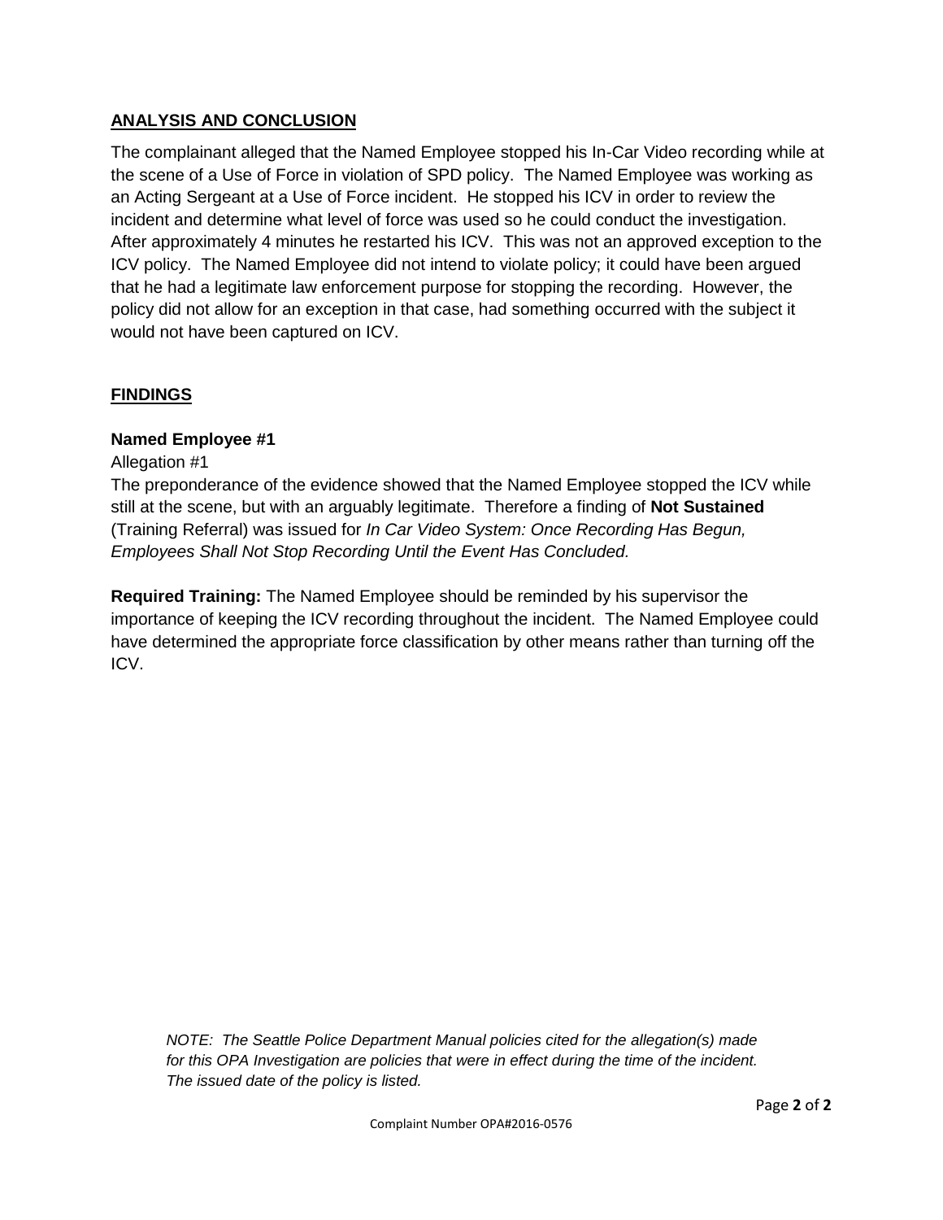## ANALYSIS AND CONCLUSION

The complainant alleged that the Named Employee stopped his In-Car Video recording while at the scene of a Use of Force in violation of SPD policy. The Named Employee was working as an Acting Sergeant at a Use of Force incident. He stopped his ICV in order to review the incident and determine what level of force was used so he could conduct the investigation. After approximately 4 minutes he restarted his ICV. This was not an approved exception to the ICV policy. The Named Employee did not intend to violate policy; it could have been argued that he had a legitimate law enforcement purpose for stopping the recording. However, the policy did not allow for an exception in that case, had something occurred with the subject it would not have been captured on ICV.

## FINDINGS

**Named Employee #1**

Allegation #1

The preponderance of the evidence showed that the Named Employee stopped the ICV while still at the scene, but with an arguably legitimate. Therefore a finding of **Not Sustained** (Training Referral) was issued for *In Car Video System: Once Recording Has Begun, Employees Shall Not Stop Recording Until the Event Has Concluded.*

**Required Training:** The Named Employee should be reminded by his supervisor the importance of keeping the ICV recording throughout the incident. The Named Employee could have determined the appropriate force classification by other means rather than turning off the ICV.

*NOTE: The Seattle Police Department Manual policies cited for the allegation(s) made for this OPA Investigation are policies that were in effect during the time of the incident. The issued date of the policy is listed.*

Complaint Number OPA#2016-0576